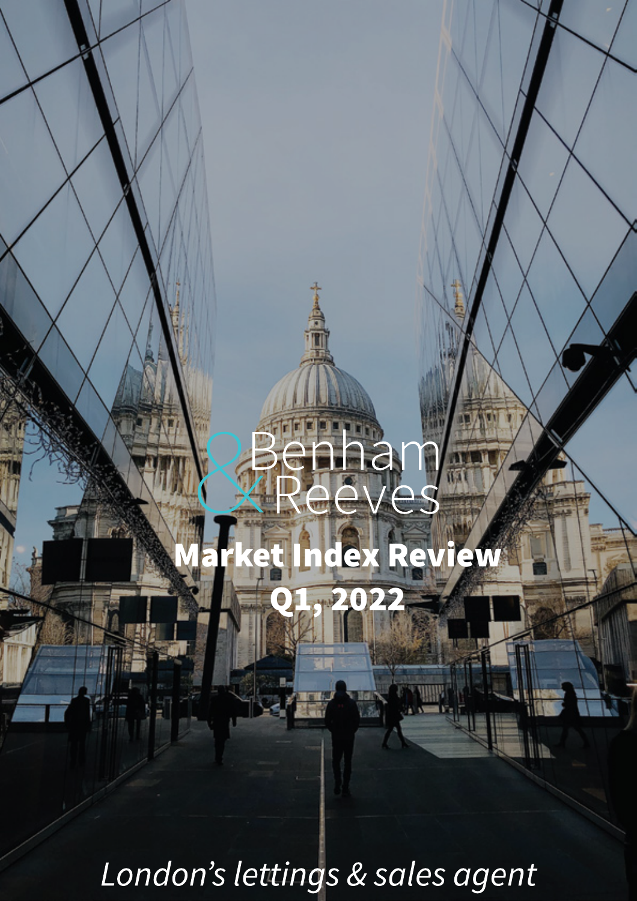Benham & Reeves

# Market Index Review Q1, 2022

*London's lettings & sales agent*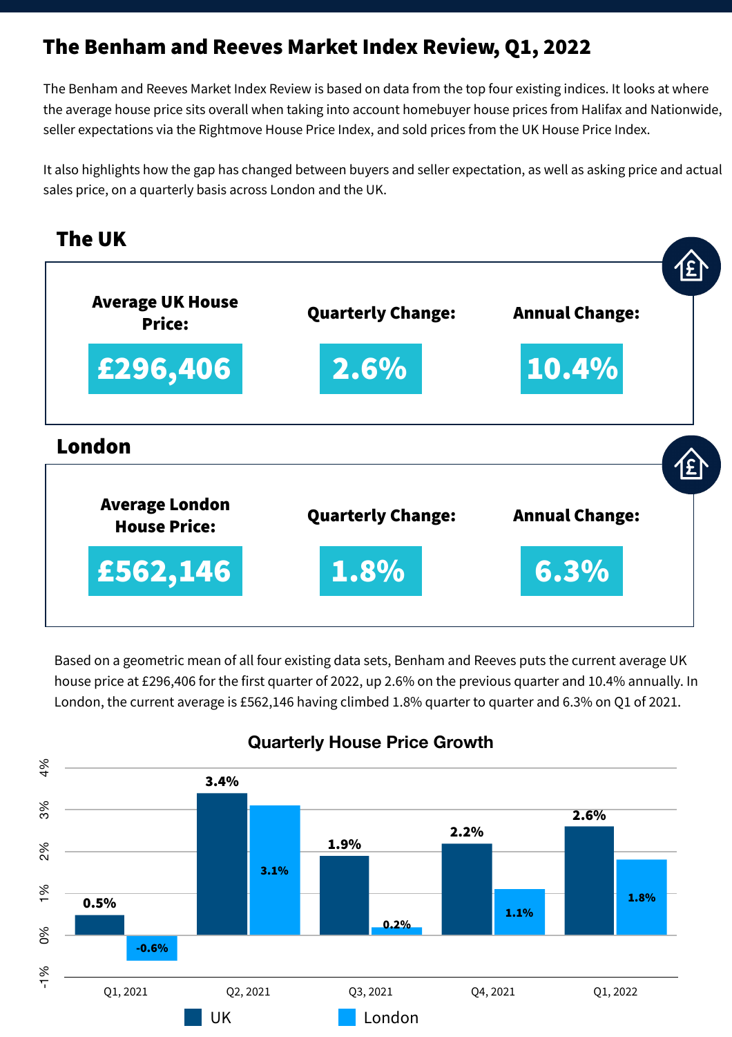# The Benham and Reeves Market Index Review, Q1, 2022

The Benham and Reeves Market Index Review is based on data from the top four existing indices. It looks at where the average house price sits overall when taking into account homebuyer house prices from Halifax and Nationwide, seller expectations via the Rightmove House Price Index, and sold prices from the UK House Price Index.

It also highlights how the gap has changed between buyers and seller expectation, as well as asking price and actual sales price, on a quarterly basis across London and the UK.

## The UK

| Average UK House Price: | Quarterly Change: | Annual Change: |
|---|---|---|
| £296,406 | 2.6% | 10.4% |

## London

| Average London House Price: | Quarterly Change: | Annual Change: |
|---|---|---|
| £562,146 | 1.8% | 6.3% |

Based on a geometric mean of all four existing data sets, Benham and Reeves puts the current average UK house price at £296,406 for the first quarter of 2022, up 2.6% on the previous quarter and 10.4% annually. In London, the current average is £562,146 having climbed 1.8% quarter to quarter and 6.3% on Q1 of 2021.

### Quarterly House Price Growth

| Quarter | UK | London |
|---|---|---|
| Q1, 2021 | 0.5% | -0.6% |
| Q2, 2021 | 3.4% | 3.1% |
| Q3, 2021 | 1.9% | 0.2% |
| Q4, 2021 | 2.2% | 1.1% |
| Q1, 2022 | 2.6% | 1.8% |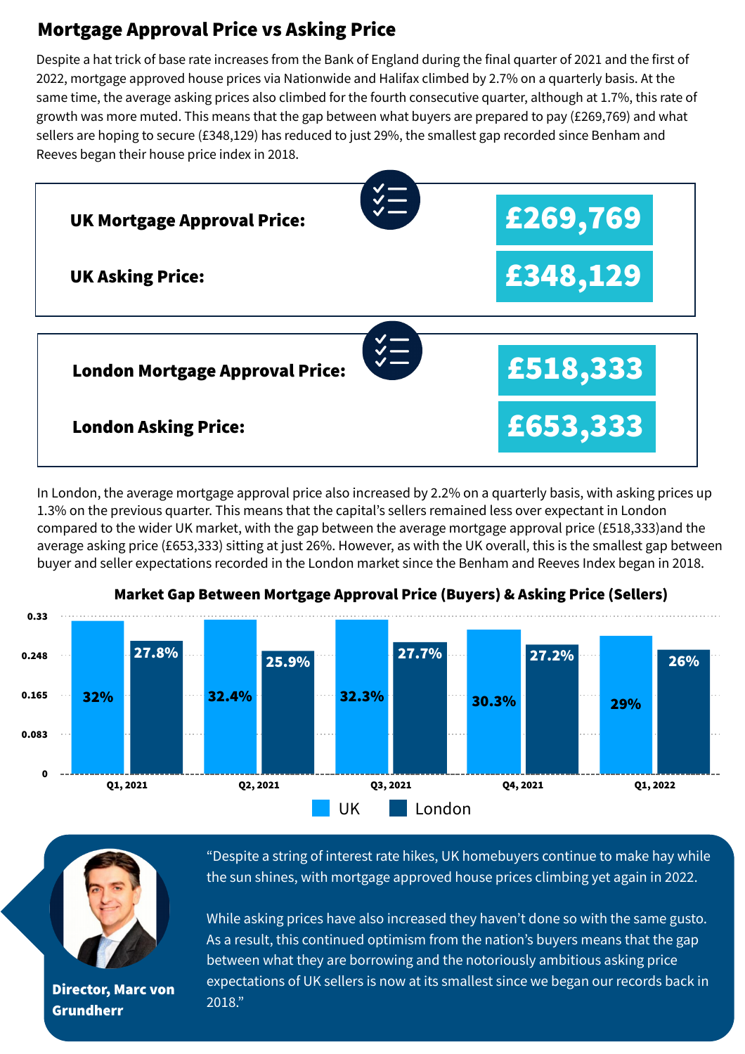## Mortgage Approval Price vs Asking Price

Despite a hat trick of base rate increases from the Bank of England during the final quarter of 2021 and the first of 2022, mortgage approved house prices via Nationwide and Halifax climbed by 2.7% on a quarterly basis. At the same time, the average asking prices also climbed for the fourth consecutive quarter, although at 1.7%, this rate of growth was more muted. This means that the gap between what buyers are prepared to pay (£269,769) and what sellers are hoping to secure (£348,129) has reduced to just 29%, the smallest gap recorded since Benham and Reeves began their house price index in 2018.

| | |
|---|---|
| **UK Mortgage Approval Price:** | **£269,769** |
| **UK Asking Price:** | **£348,129** |

| | |
|---|---|
| **London Mortgage Approval Price:** | **£518,333** |
| **London Asking Price:** | **£653,333** |

In London, the average mortgage approval price also increased by 2.2% on a quarterly basis, with asking prices up 1.3% on the previous quarter. This means that the capital's sellers remained less over expectant in London compared to the wider UK market, with the gap between the average mortgage approval price (£518,333)and the average asking price (£653,333) sitting at just 26%. However, as with the UK overall, this is the smallest gap between buyer and seller expectations recorded in the London market since the Benham and Reeves Index began in 2018.

**Market Gap Between Mortgage Approval Price (Buyers) & Asking Price (Sellers)**

| | UK | London |
|---|---|---|
| Q1, 2021 | 32% | 27.8% |
| Q2, 2021 | 32.4% | 25.9% |
| Q3, 2021 | 32.3% | 27.7% |
| Q4, 2021 | 30.3% | 27.2% |
| Q1, 2022 | 29% | 26% |

"Despite a string of interest rate hikes, UK homebuyers continue to make hay while the sun shines, with mortgage approved house prices climbing yet again in 2022.

While asking prices have also increased they haven't done so with the same gusto. As a result, this continued optimism from the nation's buyers means that the gap between what they are borrowing and the notoriously ambitious asking price expectations of UK sellers is now at its smallest since we began our records back in 2018."

**Director, Marc von Grundherr**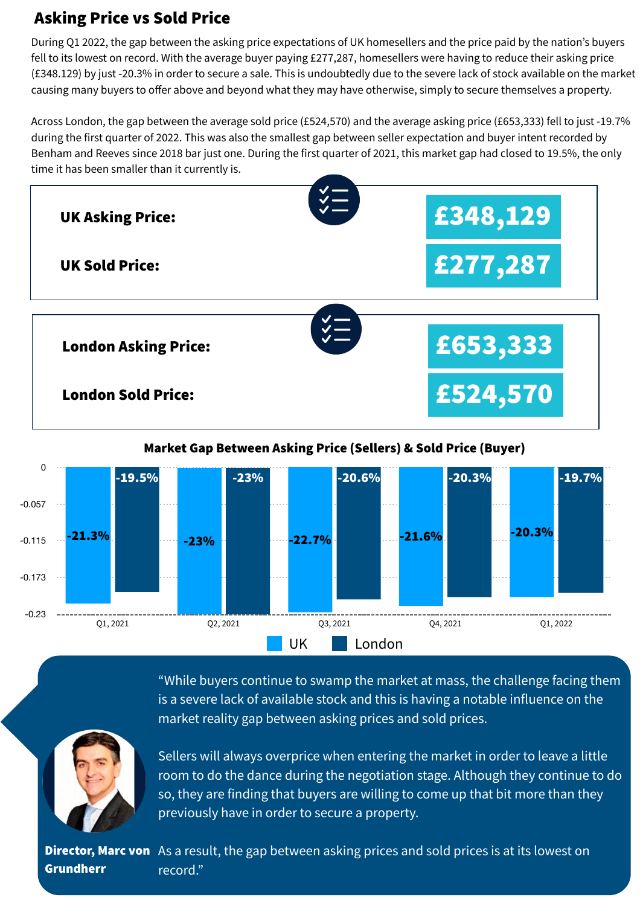## Asking Price vs Sold Price

During Q1 2022, the gap between the asking price expectations of UK homesellers and the price paid by the nation's buyers fell to its lowest on record. With the average buyer paying £277,287, homesellers were having to reduce their asking price (£348.129) by just -20.3% in order to secure a sale. This is undoubtedly due to the severe lack of stock available on the market causing many buyers to offer above and beyond what they may have otherwise, simply to secure themselves a property.

Across London, the gap between the average sold price (£524,570) and the average asking price (£653,333) fell to just -19.7% during the first quarter of 2022. This was also the smallest gap between seller expectation and buyer intent recorded by Benham and Reeves since 2018 bar just one. During the first quarter of 2021, this market gap had closed to 19.5%, the only time it has been smaller than it currently is.

| | |
|---|---|
| **UK Asking Price:** | **£348,129** |
| **UK Sold Price:** | **£277,287** |

| | |
|---|---|
| **London Asking Price:** | **£653,333** |
| **London Sold Price:** | **£524,570** |

**Market Gap Between Asking Price (Sellers) & Sold Price (Buyer)**

| | UK | London |
|---|---|---|
| Q1, 2021 | -21.3% | -19.5% |
| Q2, 2021 | -23% | -23% |
| Q3, 2021 | -22.7% | -20.6% |
| Q4, 2021 | -21.6% | -20.3% |
| Q1, 2022 | -20.3% | -19.7% |

"While buyers continue to swamp the market at mass, the challenge facing them is a severe lack of available stock and this is having a notable influence on the market reality gap between asking prices and sold prices.

Sellers will always overprice when entering the market in order to leave a little room to do the dance during the negotiation stage. Although they continue to do so, they are finding that buyers are willing to come up that bit more than they previously have in order to secure a property.

As a result, the gap between asking prices and sold prices is at its lowest on record."

**Director, Marc von Grundherr**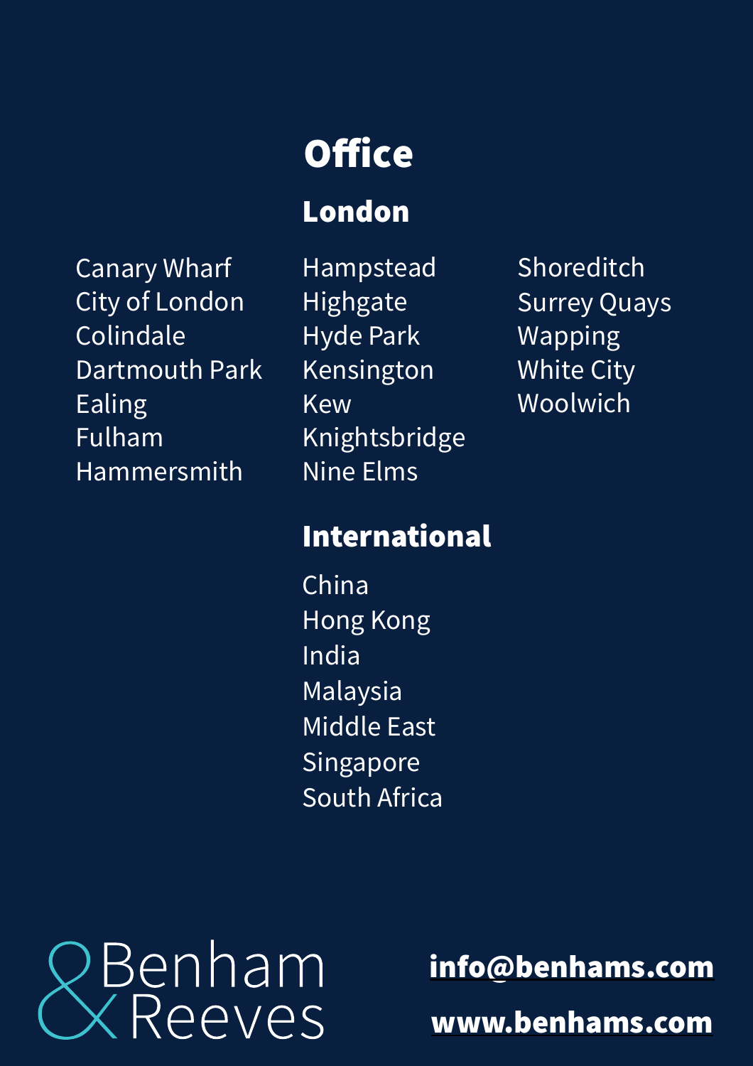# Office

## London

Canary Wharf
City of London
Colindale
Dartmouth Park
Ealing
Fulham
Hammersmith
Hampstead
Highgate
Hyde Park
Kensington
Kew
Knightsbridge
Nine Elms
Shoreditch
Surrey Quays
Wapping
White City
Woolwich

## International

China
Hong Kong
India
Malaysia
Middle East
Singapore
South Africa

Benham & Reeves

**info@benhams.com**

**www.benhams.com**